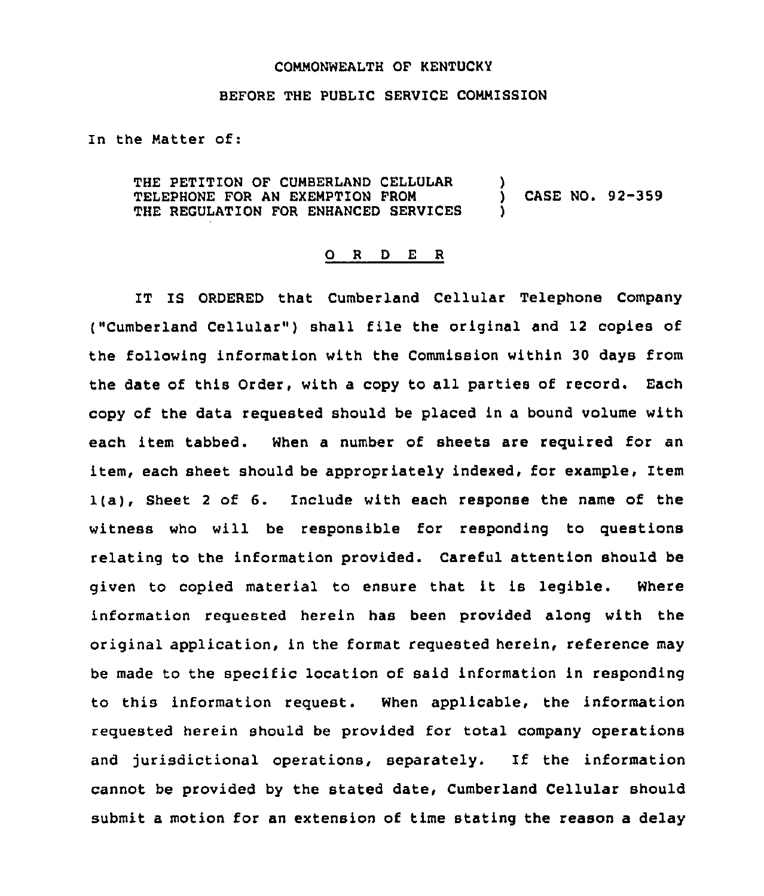COMMONWEALTH OF KENTUCKY

BEFORE THE PUBLIC SERVICE COMMISSION

In the Matter of:

THE PETITION OF CUMBERLAND CELLULAR TELEPHONE FOR AN EXEMPTION FROM THE REGULATION FOR ENHANCED SERVICES ) CASE NO. 92-359

O R D E R

IT IS ORDERED that Cumberland Cellular Telephone Company ("Cumberland Cellular") shall file the original and 12 copies of the following information with the Commission within 30 days from the date of this Order, with a copy to all parties of record. Each copy of the data requested should be placed in a bound volume with each item tabbed. When a number of sheets are required for an item, each sheet should be appropriately indexed, for example, Item 1(a), Sheet 2 of 6. Include with each response the name of the witness who will be responsible for responding to questions relating to the information provided. Careful attention should be given to copied material to ensure that it is legible. Where information requested herein has been provided along with the original application, in the format requested herein, reference may be made to the specific location of said information in responding to this information request. When applicable, the information requested herein should be provided for total company operations and jurisdictional operations, separately. If the information cannot be provided by the stated date, Cumberland Cellular should submit a motion for an extension of time stating the reason a delay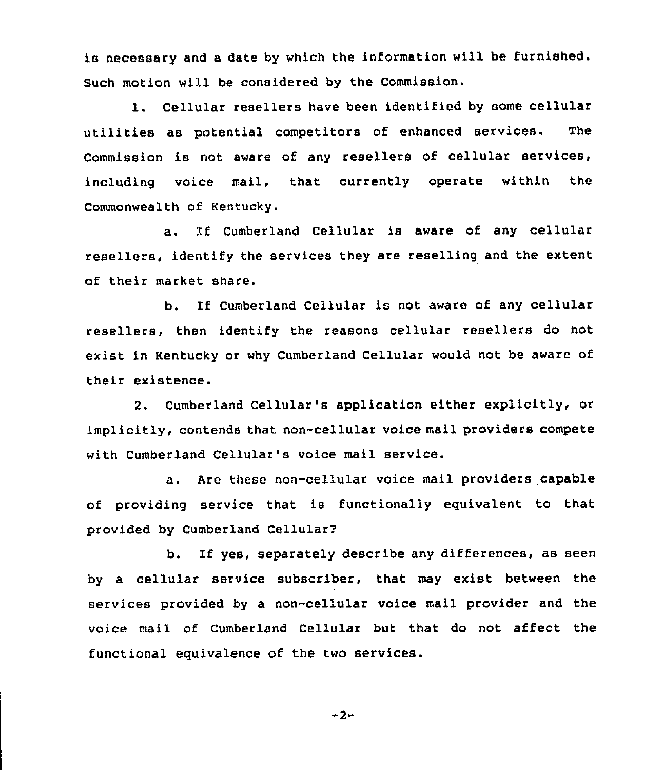is necessary and a date by which the information will be furnished. Such motion will be considered by the Commission.

1. Cellular resellers have been identified by some cellular utilities as potential competitors of enhanced services. The Commission is not aware of any resellers of cellular services, including voice mail, that currently operate within the Commonwealth of Kentucky.

a. If Cumberland Cellular is aware of any cellular resellers, identify the services they are reselling and the extent of their market share.

b. If Cumberland Cellular is not aware of any cellular resellers, then identify the reasons cellular resellers do not exist in Kentucky or why Cumberland Cellular would not be aware of their existence.

2. Cumberland Cellular's application either explicitly, or implicitly, contends that non-cellular voice mail providers compete with Cumberland Cellular's voice mail service.

a. Are these non-cellular voice mail providers capable of providing service that is functionally equivalent to that provided by Cumberland Cellular?

b. If yes, separately describe any differences, as seen by a cellular service subscriber, that may exist between the services provided by a non-cellular voice mail provider and the voice mail of Cumberland Cellular but that do not affect the functional equivalence of the two services.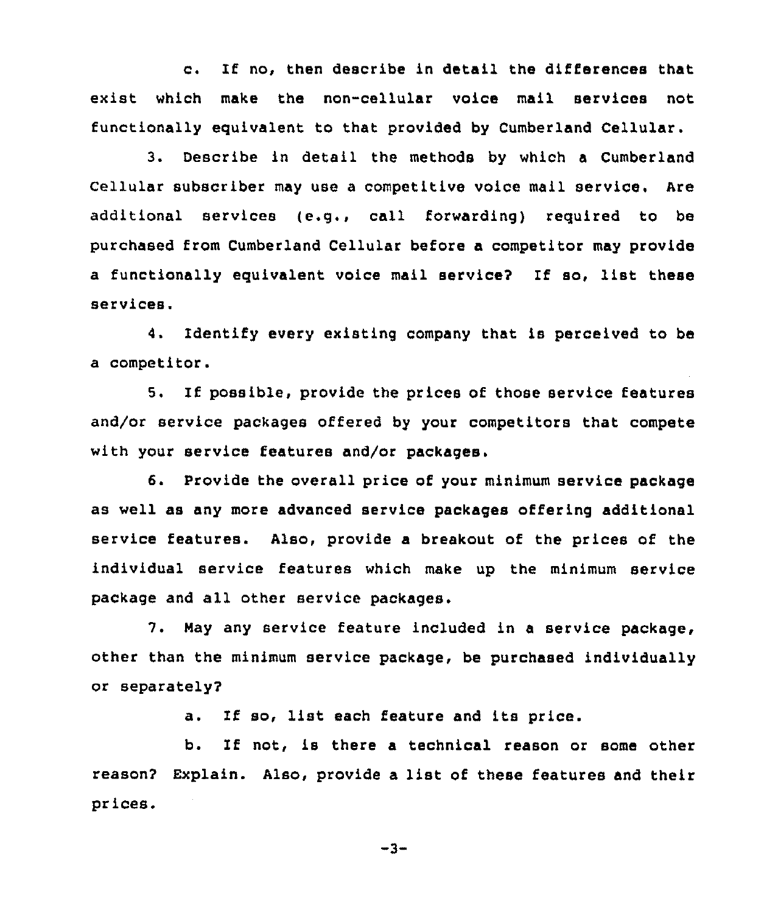c. If no, then describe in detail the differences that exist which make the non-cellular voice mail services not functionally equivalent to that provided by Cumberland Cellular.

3. Describe in detail the methods by which a Cumberland Cellular subscriber may use a competitive voice mail service. Are additional services (e.g., call forwarding) required to be purchased from Cumberland Cellular before a competitor may provide a functionally equivalent voice mail service? If so, list these services.

4. Identify every existing company that is perceived to be a competitor.

5. If possible, provide the prices of those service features and/or service packages offered by your competitors that compete with your service features and/or packages.

6. Provide the overall price of your minimum service package as well as any more advanced service packages offering additional service features. Also, provide a breakout of the prices of the individual service features which make up the minimum service package and all other service packages.

7. May any service feature included in a service package, other than the minimum service package, be purchased individually or separately?

a. If so, list each feature and its price.

b. If not, is there a technical reason or some other reason? Explain. Also, provide a list of these features and their prices.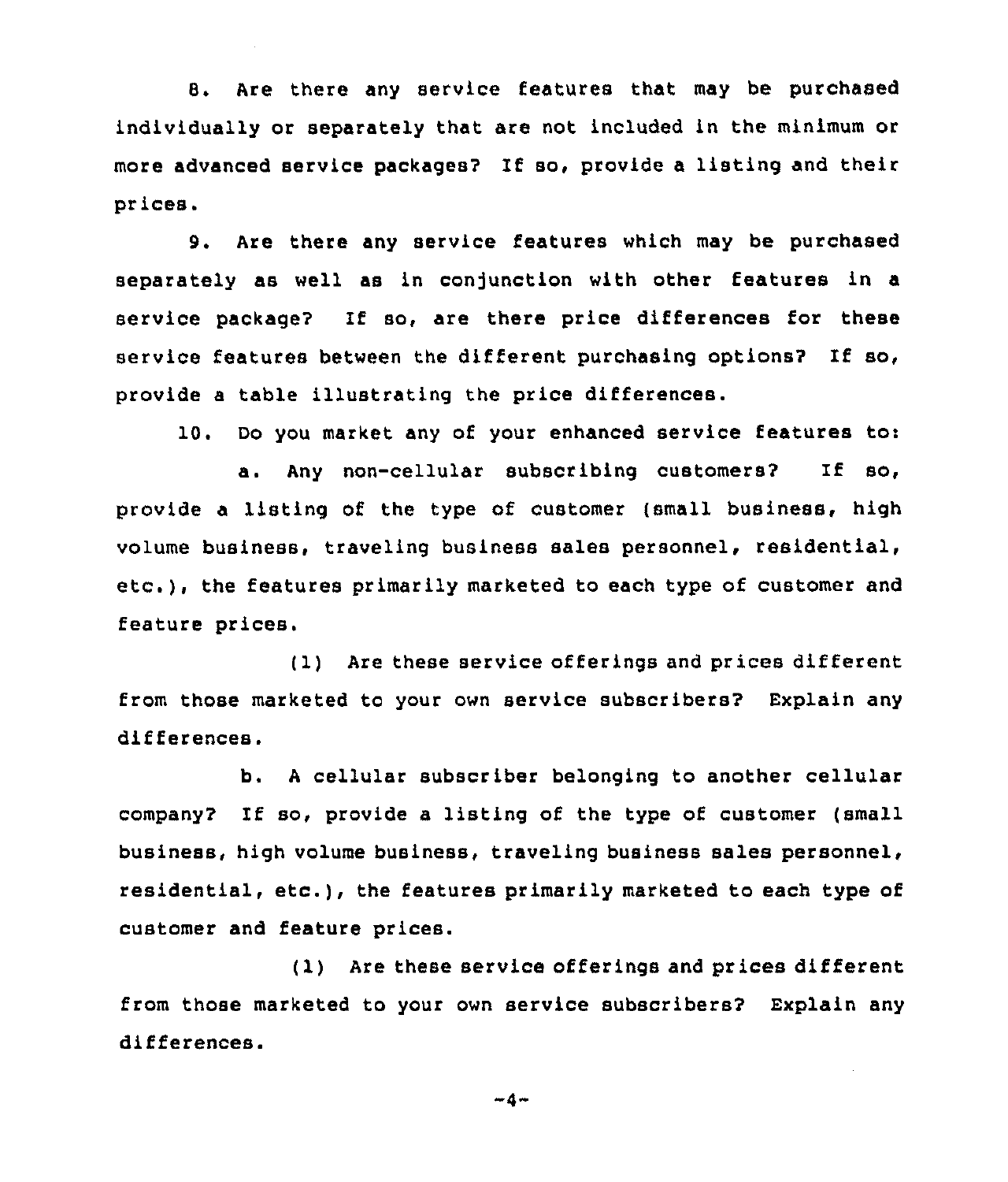8. Are there any service features that may be purchased individually or separately that are not included in the minimum or more advanced service packages? If so, provide a listing and their prices.

9. Are there any service features which may be purchased separately as well as in conjunction with other features in a service package? If so, are there price differences for these service features between the different purchasing options? If so, provide a table illustrating the price differences.

10. Do you market any of your enhanced service features to:

a. Any non-cellular subscribing customers? If so, provide a listing of the type of customer (small business, high volume business, traveling business sales personnel, residential, etc.), the features primarily marketed to each type of customer and feature prices.

(1) Are these service offerings and prices different from those marketed to your own service subscribers? Explain any differences.

b. A cellular subscriber belonging to another cellular company? If so, provide a listing of the type of customer (small business, high volume business, traveling business sales personnel, residential, etc.), the features primarily marketed to each type of customer and feature prices.

(1) Are these service offerings and prices different from those marketed to your own service subscribers? Explain any differences.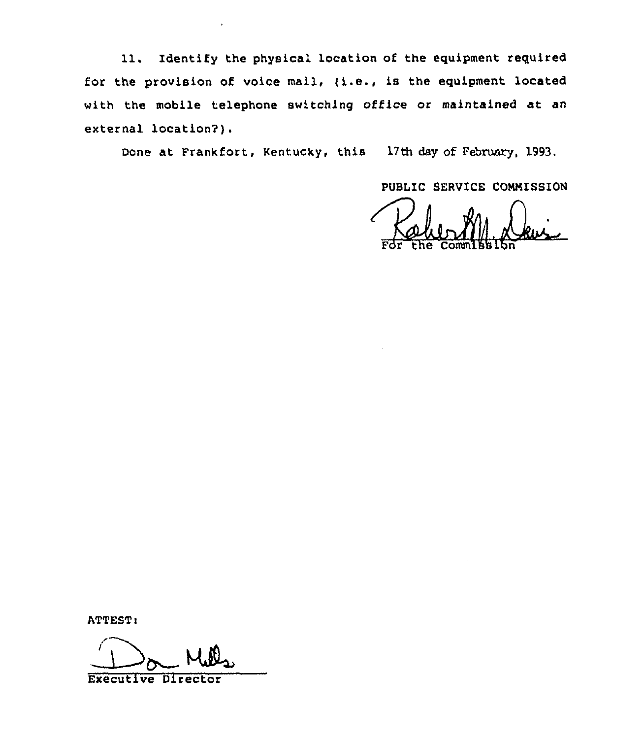11. Identify the physical location of the equipment required for the provision of voice mail, (i.e., is the equipment located with the mobile telephone switching office or maintained at an external location?).

Done at Frankfort, Kentucky, this 17th day of February, 1993.

PUBLIC SERVICE COMMISSION

For the Commission

ATTEST:

Executive Director